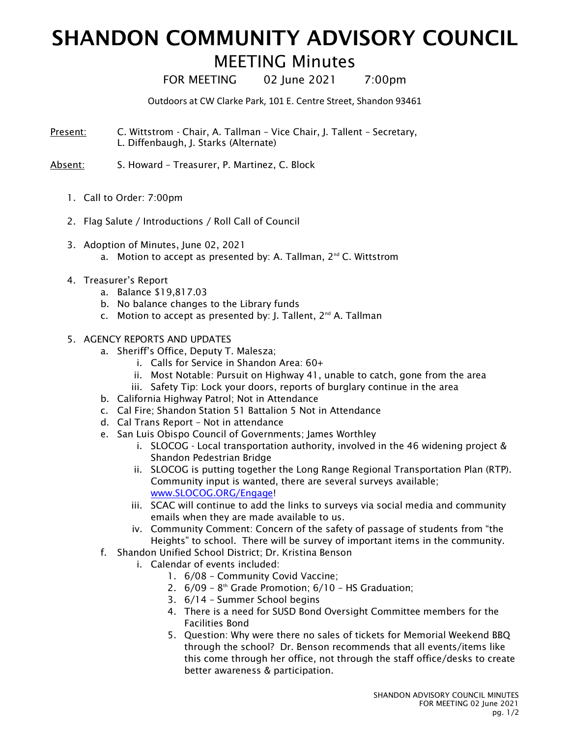# SHANDON COMMUNITY ADVISORY COUNCIL

## MEETING Minutes

FOR MEETING 02 June 2021 7:00pm

Outdoors at CW Clarke Park, 101 E. Centre Street, Shandon 93461

Present: C. Wittstrom - Chair, A. Tallman – Vice Chair, J. Tallent – Secretary, L. Diffenbaugh, J. Starks (Alternate)

Absent: S. Howard – Treasurer, P. Martinez, C. Block

1. Call to Order: 7:00pm
2. Flag Salute / Introductions / Roll Call of Council
3. Adoption of Minutes, June 02, 2021
   a. Motion to accept as presented by: A. Tallman, 2nd C. Wittstrom
4. Treasurer's Report
   a. Balance $19,817.03
   b. No balance changes to the Library funds
   c. Motion to accept as presented by: J. Tallent, 2nd A. Tallman
5. AGENCY REPORTS AND UPDATES
   a. Sheriff's Office, Deputy T. Malesza;
      i. Calls for Service in Shandon Area: 60+
      ii. Most Notable: Pursuit on Highway 41, unable to catch, gone from the area
      iii. Safety Tip: Lock your doors, reports of burglary continue in the area
   b. California Highway Patrol; Not in Attendance
   c. Cal Fire; Shandon Station 51 Battalion 5 Not in Attendance
   d. Cal Trans Report – Not in attendance
   e. San Luis Obispo Council of Governments; James Worthley
      i. SLOCOG - Local transportation authority, involved in the 46 widening project & Shandon Pedestrian Bridge
      ii. SLOCOG is putting together the Long Range Regional Transportation Plan (RTP). Community input is wanted, there are several surveys available; www.SLOCOG.ORG/Engage!
      iii. SCAC will continue to add the links to surveys via social media and community emails when they are made available to us.
      iv. Community Comment: Concern of the safety of passage of students from "the Heights" to school. There will be survey of important items in the community.
   f. Shandon Unified School District; Dr. Kristina Benson
      i. Calendar of events included:
         1. 6/08 – Community Covid Vaccine;
         2. 6/09 – 8th Grade Promotion; 6/10 – HS Graduation;
         3. 6/14 – Summer School begins
         4. There is a need for SUSD Bond Oversight Committee members for the Facilities Bond
         5. Question: Why were there no sales of tickets for Memorial Weekend BBQ through the school? Dr. Benson recommends that all events/items like this come through her office, not through the staff office/desks to create better awareness & participation.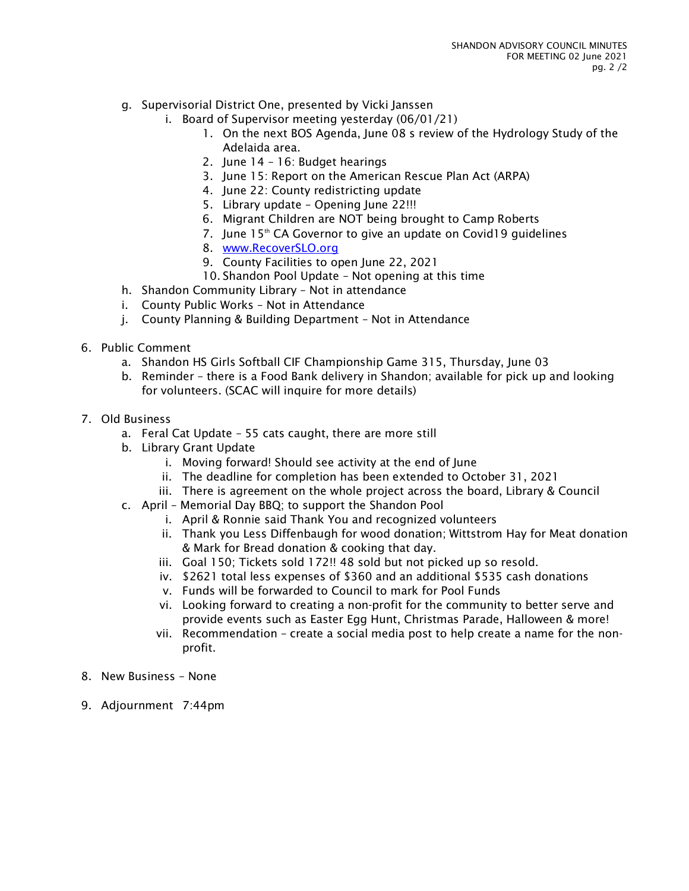g. Supervisorial District One, presented by Vicki Janssen
   i. Board of Supervisor meeting yesterday (06/01/21)
      1. On the next BOS Agenda, June 08 s review of the Hydrology Study of the Adelaida area.
      2. June 14 – 16: Budget hearings
      3. June 15: Report on the American Rescue Plan Act (ARPA)
      4. June 22: County redistricting update
      5. Library update – Opening June 22!!!
      6. Migrant Children are NOT being brought to Camp Roberts
      7. June 15th CA Governor to give an update on Covid19 guidelines
      8. www.RecoverSLO.org
      9. County Facilities to open June 22, 2021
      10. Shandon Pool Update – Not opening at this time

h. Shandon Community Library – Not in attendance

i. County Public Works – Not in Attendance

j. County Planning & Building Department – Not in Attendance

6. Public Comment
   a. Shandon HS Girls Softball CIF Championship Game 315, Thursday, June 03
   b. Reminder – there is a Food Bank delivery in Shandon; available for pick up and looking for volunteers. (SCAC will inquire for more details)

7. Old Business
   a. Feral Cat Update – 55 cats caught, there are more still
   b. Library Grant Update
      i. Moving forward! Should see activity at the end of June
      ii. The deadline for completion has been extended to October 31, 2021
      iii. There is agreement on the whole project across the board, Library & Council
   c. April – Memorial Day BBQ; to support the Shandon Pool
      i. April & Ronnie said Thank You and recognized volunteers
      ii. Thank you Less Diffenbaugh for wood donation; Wittstrom Hay for Meat donation & Mark for Bread donation & cooking that day.
      iii. Goal 150; Tickets sold 172!! 48 sold but not picked up so resold.
      iv. $2621 total less expenses of $360 and an additional $535 cash donations
      v. Funds will be forwarded to Council to mark for Pool Funds
      vi. Looking forward to creating a non-profit for the community to better serve and provide events such as Easter Egg Hunt, Christmas Parade, Halloween & more!
      vii. Recommendation – create a social media post to help create a name for the non-profit.

8. New Business – None

9. Adjournment 7:44pm